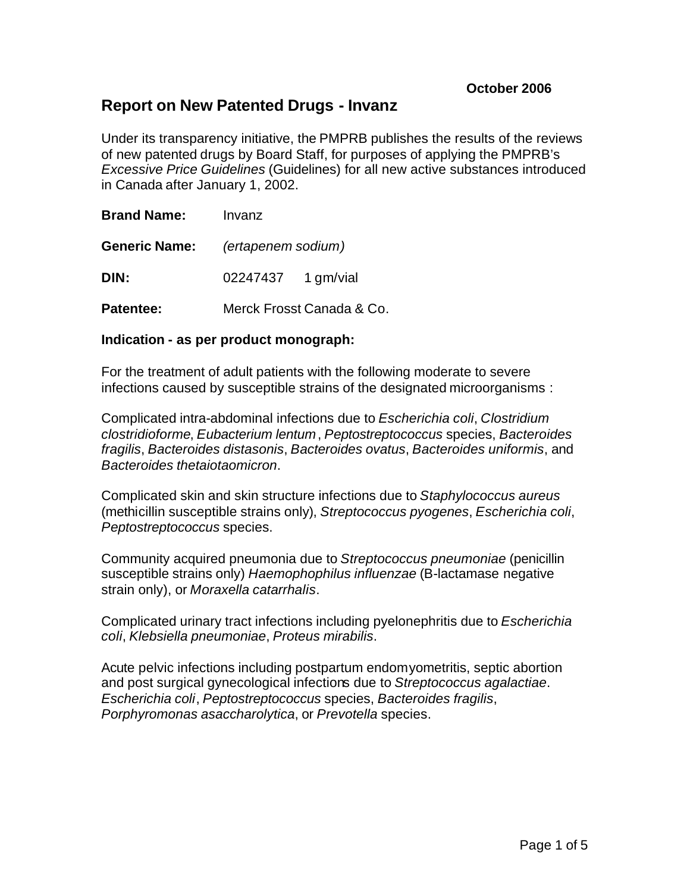**October 2006**

# Report on New Patented Drugs - Invanz

Under its transparency initiative, the PMPRB publishes the results of the reviews of new patented drugs by Board Staff, for purposes of applying the PMPRB's *Excessive Price Guidelines* (Guidelines) for all new active substances introduced in Canada after January 1, 2002.

**Brand Name:** Invanz

**Generic Name:** *(ertapenem sodium)*

**DIN:** 02247437 1 gm/vial

**Patentee:** Merck Frosst Canada & Co.

**Indication - as per product monograph:**

For the treatment of adult patients with the following moderate to severe infections caused by susceptible strains of the designated microorganisms :

Complicated intra-abdominal infections due to *Escherichia coli*, *Clostridium clostridioforme*, *Eubacterium lentum*, *Peptostreptococcus* species, *Bacteroides fragilis*, *Bacteroides distasonis*, *Bacteroides ovatus*, *Bacteroides uniformis*, and *Bacteroides thetaiotaomicron*.

Complicated skin and skin structure infections due to *Staphylococcus aureus* (methicillin susceptible strains only), *Streptococcus pyogenes*, *Escherichia coli*, *Peptostreptococcus* species.

Community acquired pneumonia due to *Streptococcus pneumoniae* (penicillin susceptible strains only) *Haemophophilus influenzae* (B-lactamase negative strain only), or *Moraxella catarrhalis*.

Complicated urinary tract infections including pyelonephritis due to *Escherichia coli*, *Klebsiella pneumoniae*, *Proteus mirabilis*.

Acute pelvic infections including postpartum endomyometritis, septic abortion and post surgical gynecological infections due to *Streptococcus agalactiae*. *Escherichia coli*, *Peptostreptococcus* species, *Bacteroides fragilis*, *Porphyromonas asaccharolytica*, or *Prevotella* species.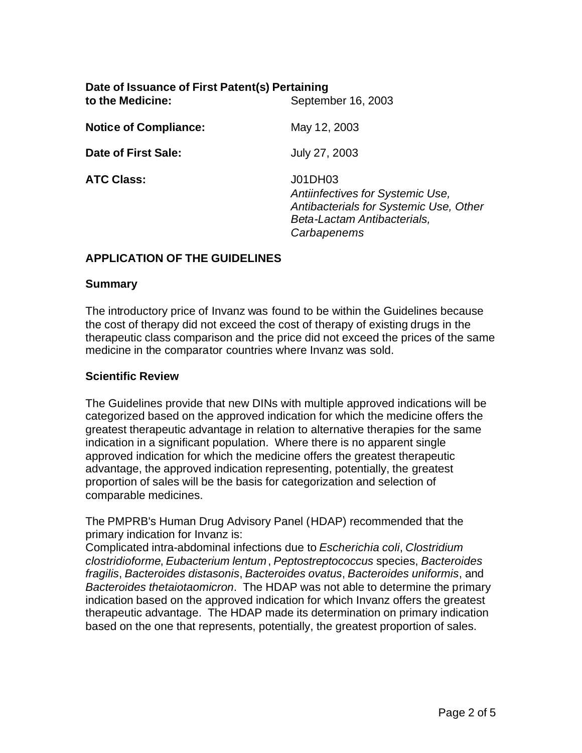**Date of Issuance of First Patent(s) Pertaining to the Medicine:** September 16, 2003

**Notice of Compliance:** May 12, 2003

**Date of First Sale:** July 27, 2003

**ATC Class:** J01DH03
*Antiinfectives for Systemic Use, Antibacterials for Systemic Use, Other Beta-Lactam Antibacterials, Carbapenems*

## APPLICATION OF THE GUIDELINES

### Summary

The introductory price of Invanz was found to be within the Guidelines because the cost of therapy did not exceed the cost of therapy of existing drugs in the therapeutic class comparison and the price did not exceed the prices of the same medicine in the comparator countries where Invanz was sold.

### Scientific Review

The Guidelines provide that new DINs with multiple approved indications will be categorized based on the approved indication for which the medicine offers the greatest therapeutic advantage in relation to alternative therapies for the same indication in a significant population. Where there is no apparent single approved indication for which the medicine offers the greatest therapeutic advantage, the approved indication representing, potentially, the greatest proportion of sales will be the basis for categorization and selection of comparable medicines.

The PMPRB's Human Drug Advisory Panel (HDAP) recommended that the primary indication for Invanz is:
Complicated intra-abdominal infections due to *Escherichia coli*, *Clostridium clostridioforme*, *Eubacterium lentum*, *Peptostreptococcus* species, *Bacteroides fragilis*, *Bacteroides distasonis*, *Bacteroides ovatus*, *Bacteroides uniformis*, and *Bacteroides thetaiotaomicron*. The HDAP was not able to determine the primary indication based on the approved indication for which Invanz offers the greatest therapeutic advantage. The HDAP made its determination on primary indication based on the one that represents, potentially, the greatest proportion of sales.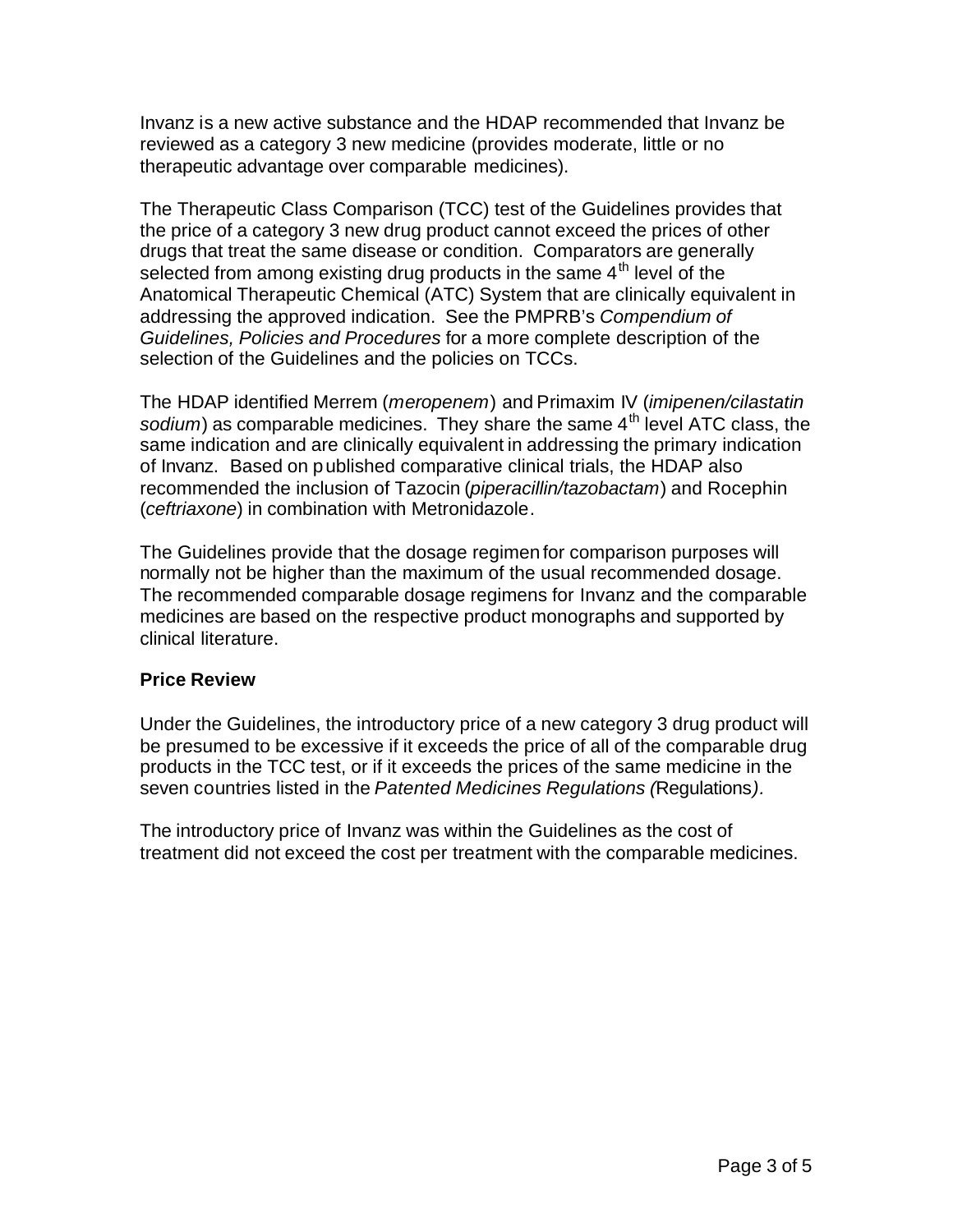Invanz is a new active substance and the HDAP recommended that Invanz be reviewed as a category 3 new medicine (provides moderate, little or no therapeutic advantage over comparable medicines).

The Therapeutic Class Comparison (TCC) test of the Guidelines provides that the price of a category 3 new drug product cannot exceed the prices of other drugs that treat the same disease or condition. Comparators are generally selected from among existing drug products in the same 4th level of the Anatomical Therapeutic Chemical (ATC) System that are clinically equivalent in addressing the approved indication. See the PMPRB's *Compendium of Guidelines, Policies and Procedures* for a more complete description of the selection of the Guidelines and the policies on TCCs.

The HDAP identified Merrem (*meropenem*) and Primaxim IV (*imipenen/cilastatin sodium*) as comparable medicines. They share the same 4th level ATC class, the same indication and are clinically equivalent in addressing the primary indication of Invanz. Based on published comparative clinical trials, the HDAP also recommended the inclusion of Tazocin (*piperacillin/tazobactam*) and Rocephin (*ceftriaxone*) in combination with Metronidazole.

The Guidelines provide that the dosage regimen for comparison purposes will normally not be higher than the maximum of the usual recommended dosage. The recommended comparable dosage regimens for Invanz and the comparable medicines are based on the respective product monographs and supported by clinical literature.

**Price Review**

Under the Guidelines, the introductory price of a new category 3 drug product will be presumed to be excessive if it exceeds the price of all of the comparable drug products in the TCC test, or if it exceeds the prices of the same medicine in the seven countries listed in the *Patented Medicines Regulations (*Regulations*).*

The introductory price of Invanz was within the Guidelines as the cost of treatment did not exceed the cost per treatment with the comparable medicines.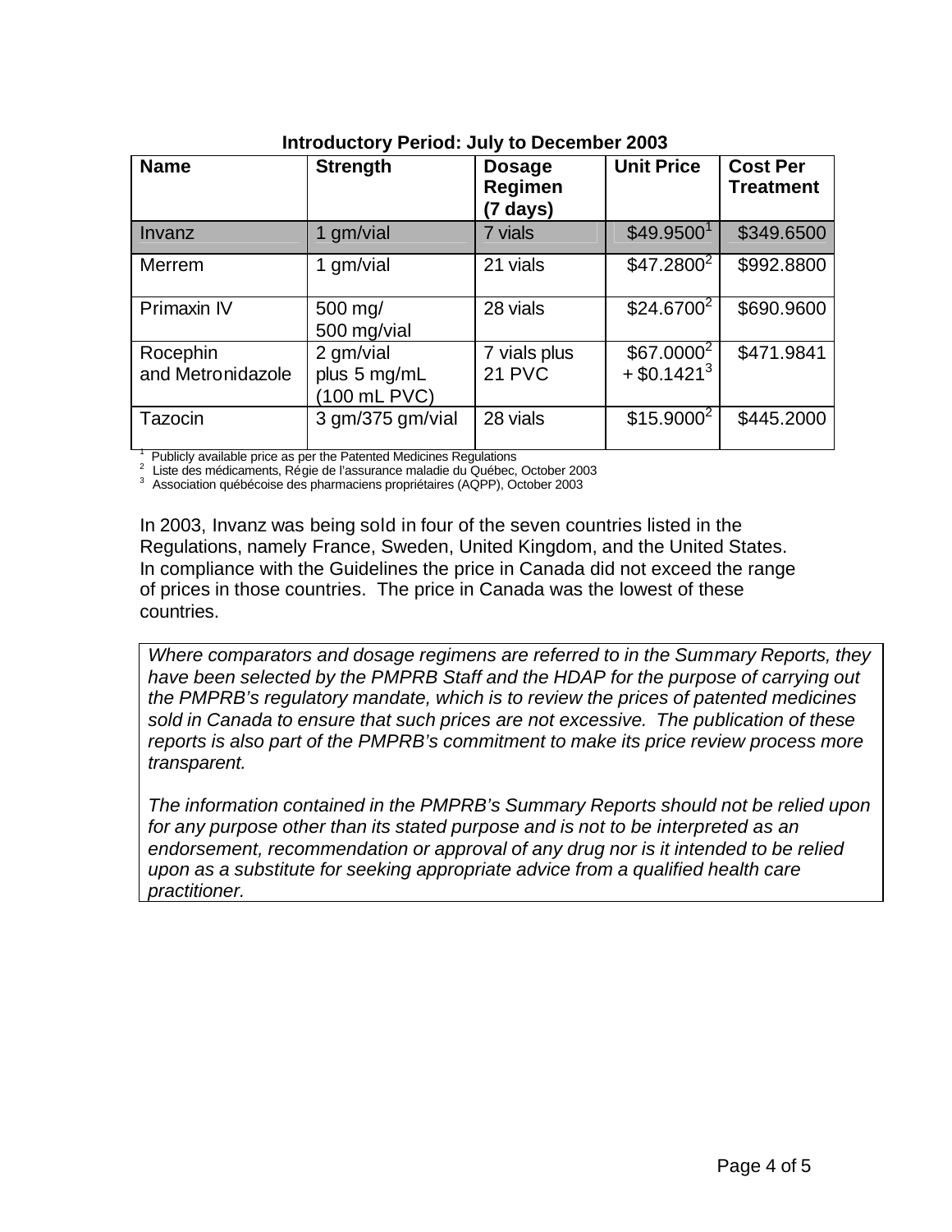**Introductory Period: July to December 2003**

| Name | Strength | Dosage Regimen (7 days) | Unit Price | Cost Per Treatment |
|---|---|---|---|---|
| Invanz | 1 gm/vial | 7 vials | $49.9500[1] | $349.6500 |
| Merrem | 1 gm/vial | 21 vials | $47.2800[2] | $992.8800 |
| Primaxin IV | 500 mg/ 500 mg/vial | 28 vials | $24.6700[2] | $690.9600 |
| Rocephin and Metronidazole | 2 gm/vial plus 5 mg/mL (100 mL PVC) | 7 vials plus 21 PVC | $67.0000[2] + $0.1421[3] | $471.9841 |
| Tazocin | 3 gm/375 gm/vial | 28 vials | $15.9000[2] | $445.2000 |

[1] Publicly available price as per the Patented Medicines Regulations
[2] Liste des médicaments, Régie de l'assurance maladie du Québec, October 2003
[3] Association québécoise des pharmaciens propriétaires (AQPP), October 2003

In 2003, Invanz was being sold in four of the seven countries listed in the Regulations, namely France, Sweden, United Kingdom, and the United States. In compliance with the Guidelines the price in Canada did not exceed the range of prices in those countries. The price in Canada was the lowest of these countries.

*Where comparators and dosage regimens are referred to in the Summary Reports, they have been selected by the PMPRB Staff and the HDAP for the purpose of carrying out the PMPRB's regulatory mandate, which is to review the prices of patented medicines sold in Canada to ensure that such prices are not excessive. The publication of these reports is also part of the PMPRB's commitment to make its price review process more transparent.*

*The information contained in the PMPRB's Summary Reports should not be relied upon for any purpose other than its stated purpose and is not to be interpreted as an endorsement, recommendation or approval of any drug nor is it intended to be relied upon as a substitute for seeking appropriate advice from a qualified health care practitioner.*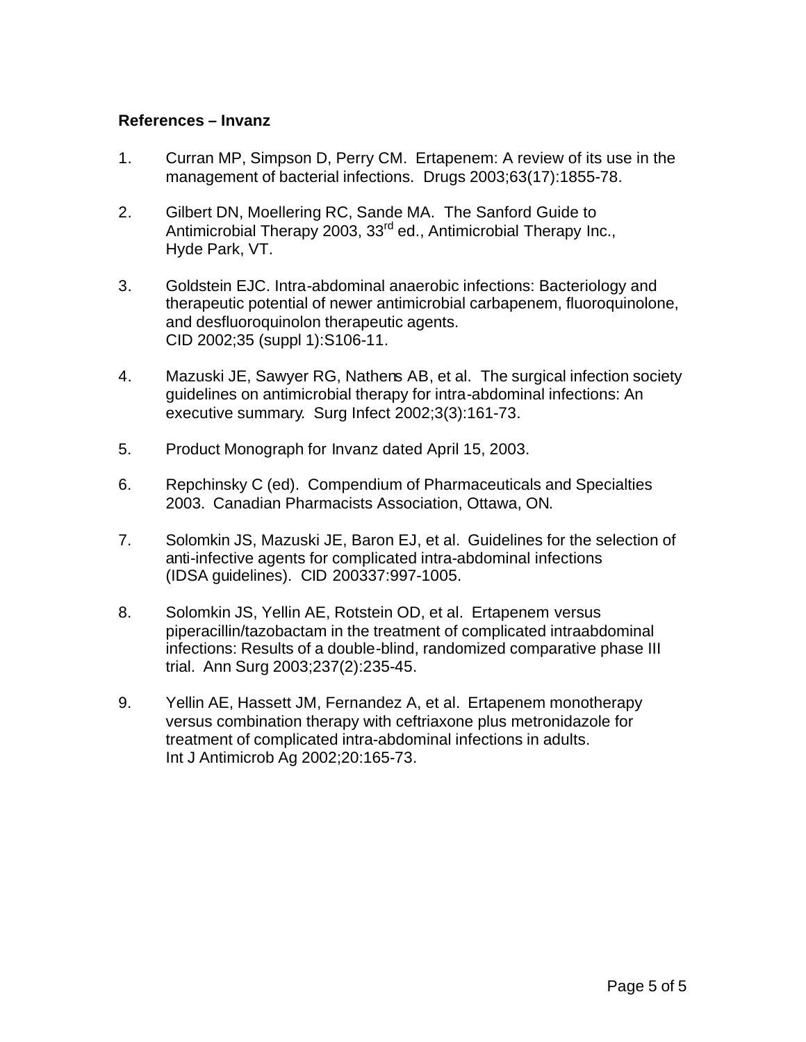**References – Invanz**

1. Curran MP, Simpson D, Perry CM. Ertapenem: A review of its use in the management of bacterial infections. Drugs 2003;63(17):1855-78.

2. Gilbert DN, Moellering RC, Sande MA. The Sanford Guide to Antimicrobial Therapy 2003, 33rd ed., Antimicrobial Therapy Inc., Hyde Park, VT.

3. Goldstein EJC. Intra-abdominal anaerobic infections: Bacteriology and therapeutic potential of newer antimicrobial carbapenem, fluoroquinolone, and desfluoroquinolon therapeutic agents. CID 2002;35 (suppl 1):S106-11.

4. Mazuski JE, Sawyer RG, Nathens AB, et al. The surgical infection society guidelines on antimicrobial therapy for intra-abdominal infections: An executive summary. Surg Infect 2002;3(3):161-73.

5. Product Monograph for Invanz dated April 15, 2003.

6. Repchinsky C (ed). Compendium of Pharmaceuticals and Specialties 2003. Canadian Pharmacists Association, Ottawa, ON.

7. Solomkin JS, Mazuski JE, Baron EJ, et al. Guidelines for the selection of anti-infective agents for complicated intra-abdominal infections (IDSA guidelines). CID 200337:997-1005.

8. Solomkin JS, Yellin AE, Rotstein OD, et al. Ertapenem versus piperacillin/tazobactam in the treatment of complicated intraabdominal infections: Results of a double-blind, randomized comparative phase III trial. Ann Surg 2003;237(2):235-45.

9. Yellin AE, Hassett JM, Fernandez A, et al. Ertapenem monotherapy versus combination therapy with ceftriaxone plus metronidazole for treatment of complicated intra-abdominal infections in adults. Int J Antimicrob Ag 2002;20:165-73.